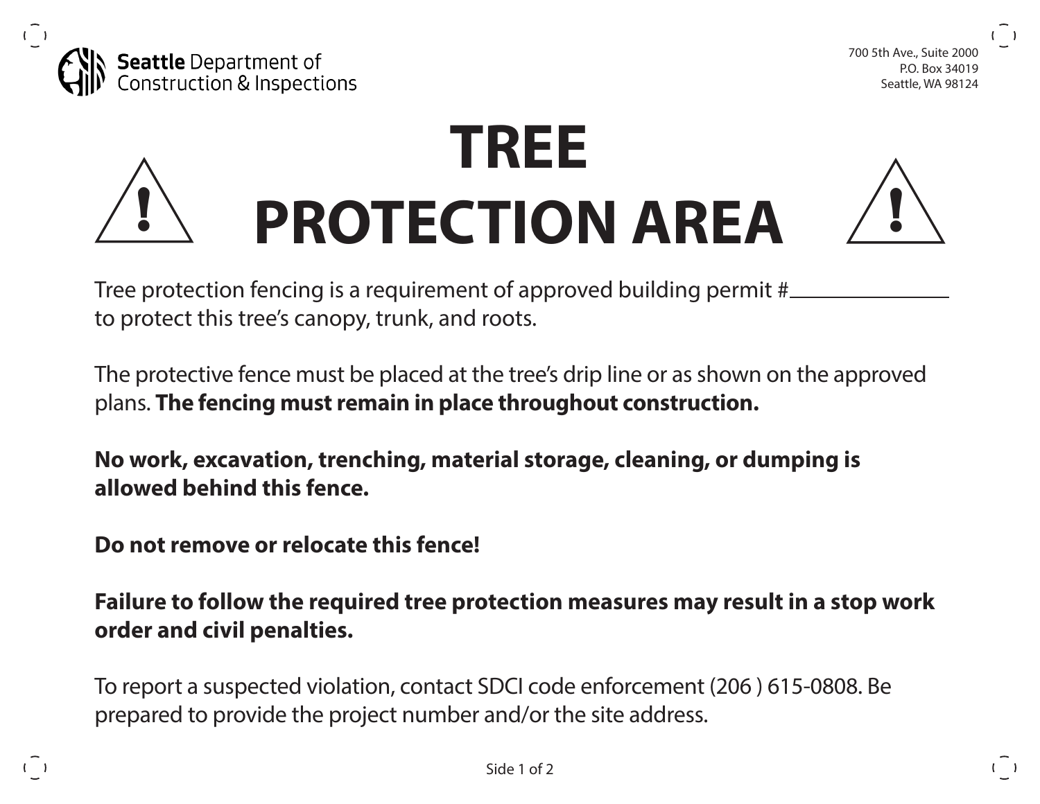**Seattle** Department of Construction & Inspections

700 5th Ave., Suite 2000
P.O. Box 34019
Seattle, WA 98124

# TREE PROTECTION AREA

Tree protection fencing is a requirement of approved building permit #\_\_\_\_\_\_\_\_\_\_\_\_\_\_\_\_
to protect this tree's canopy, trunk, and roots.

The protective fence must be placed at the tree's drip line or as shown on the approved plans. **The fencing must remain in place throughout construction.**

**No work, excavation, trenching, material storage, cleaning, or dumping is allowed behind this fence.**

**Do not remove or relocate this fence!**

**Failure to follow the required tree protection measures may result in a stop work order and civil penalties.**

To report a suspected violation, contact SDCI code enforcement (206 ) 615-0808. Be prepared to provide the project number and/or the site address.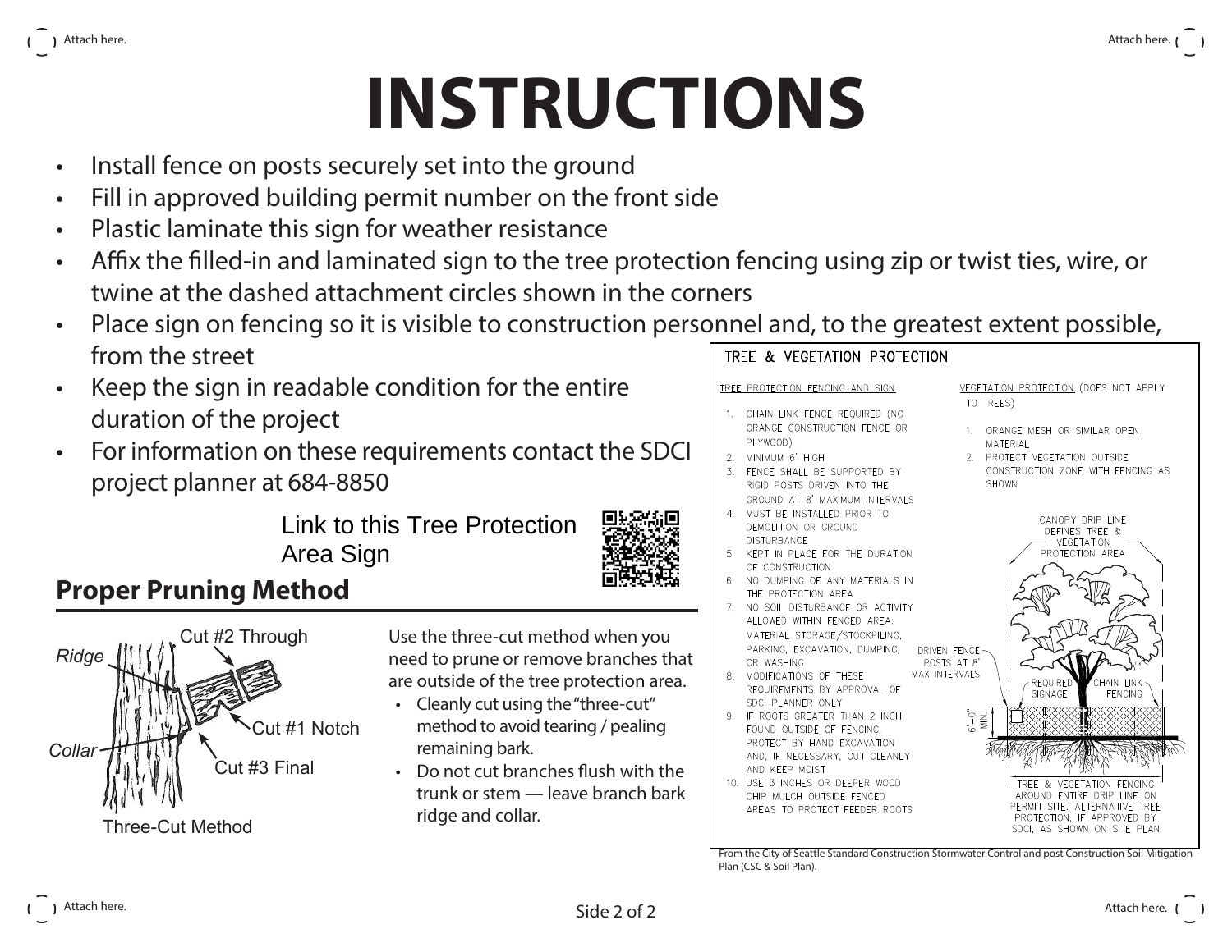Attach here.

Attach here.

# INSTRUCTIONS

- Install fence on posts securely set into the ground
- Fill in approved building permit number on the front side
- Plastic laminate this sign for weather resistance
- Affix the filled-in and laminated sign to the tree protection fencing using zip or twist ties, wire, or twine at the dashed attachment circles shown in the corners
- Place sign on fencing so it is visible to construction personnel and, to the greatest extent possible, from the street
- Keep the sign in readable condition for the entire duration of the project
- For information on these requirements contact the SDCI project planner at 684-8850

Link to this Tree Protection Area Sign

## Proper Pruning Method

Ridge

Cut #2 Through

Cut #1 Notch

Collar

Cut #3 Final

Three-Cut Method

Use the three-cut method when you need to prune or remove branches that are outside of the tree protection area.

- Cleanly cut using the "three-cut" method to avoid tearing / pealing remaining bark.
- Do not cut branches flush with the trunk or stem — leave branch bark ridge and collar.

TREE & VEGETATION PROTECTION

TREE PROTECTION FENCING AND SIGN

1. CHAIN LINK FENCE REQUIRED (NO ORANGE CONSTRUCTION FENCE OR PLYWOOD)
2. MINIMUM 6' HIGH
3. FENCE SHALL BE SUPPORTED BY RIGID POSTS DRIVEN INTO THE GROUND AT 8' MAXIMUM INTERVALS
4. MUST BE INSTALLED PRIOR TO DEMOLITION OR GROUND DISTURBANCE
5. KEPT IN PLACE FOR THE DURATION OF CONSTRUCTION
6. NO DUMPING OF ANY MATERIALS IN THE PROTECTION AREA
7. NO SOIL DISTURBANCE OR ACTIVITY ALLOWED WITHIN FENCED AREA: MATERIAL STORAGE/STOCKPILING, PARKING, EXCAVATION, DUMPING, OR WASHING
8. MODIFICATIONS OF THESE REQUIREMENTS BY APPROVAL OF SDCI PLANNER ONLY
9. IF ROOTS GREATER THAN 2 INCH FOUND OUTSIDE OF FENCING, PROTECT BY HAND EXCAVATION AND, IF NECESSARY, CUT CLEANLY AND KEEP MOIST
10. USE 3 INCHES OR DEEPER WOOD CHIP MULCH OUTSIDE FENCED AREAS TO PROTECT FEEDER ROOTS

VEGETATION PROTECTION (DOES NOT APPLY TO TREES)

1. ORANGE MESH OR SIMILAR OPEN MATERIAL
2. PROTECT VEGETATION OUTSIDE CONSTRUCTION ZONE WITH FENCING AS SHOWN

CANOPY DRIP LINE DEFINES TREE & VEGETATION PROTECTION AREA

DRIVEN FENCE POSTS AT 8' MAX INTERVALS

REQUIRED SIGNAGE

CHAIN LINK FENCING

6'-0" MIN.

TREE & VEGETATION FENCING AROUND ENTIRE DRIP LINE ON PERMIT SITE. ALTERNATIVE TREE PROTECTION, IF APPROVED BY SDCI, AS SHOWN ON SITE PLAN

From the City of Seattle Standard Construction Stormwater Control and post Construction Soil Mitigation Plan (CSC & Soil Plan).

Attach here.

Attach here.